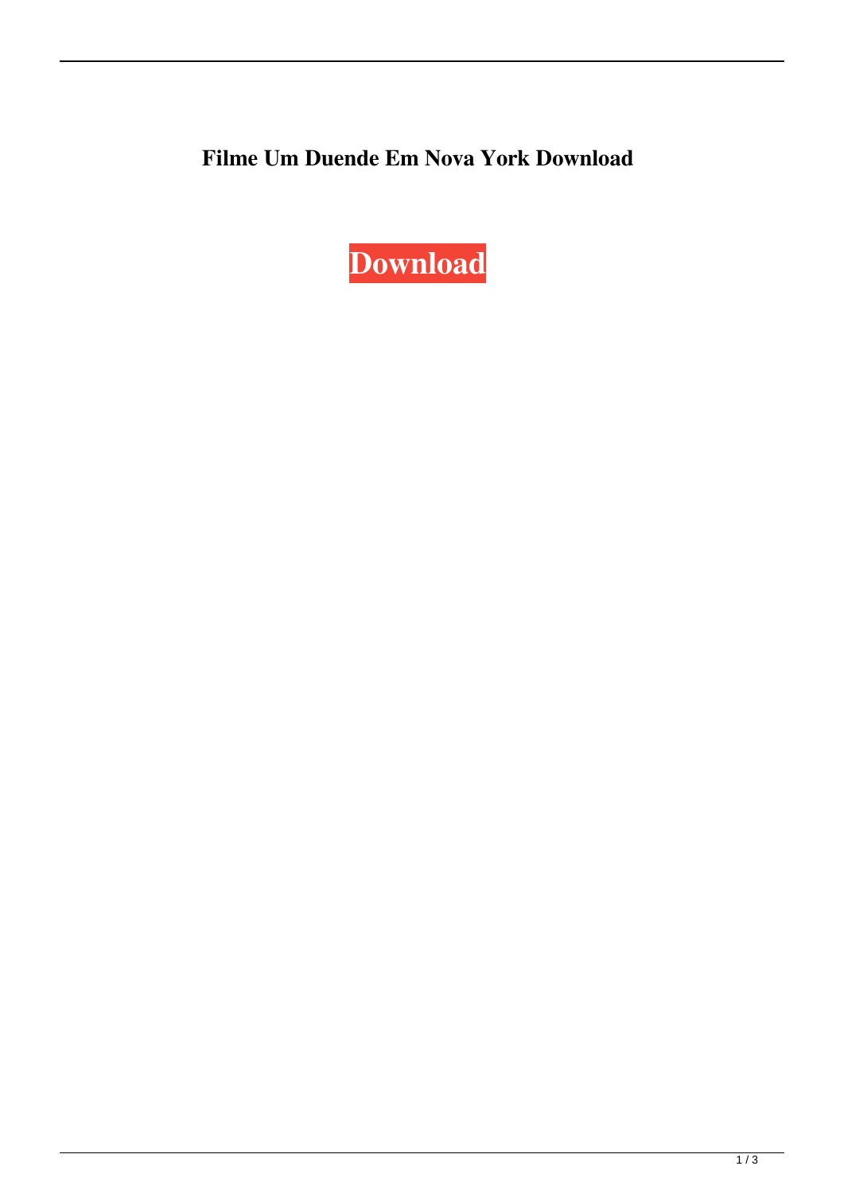**Filme Um Duende Em Nova York Download**

**Download**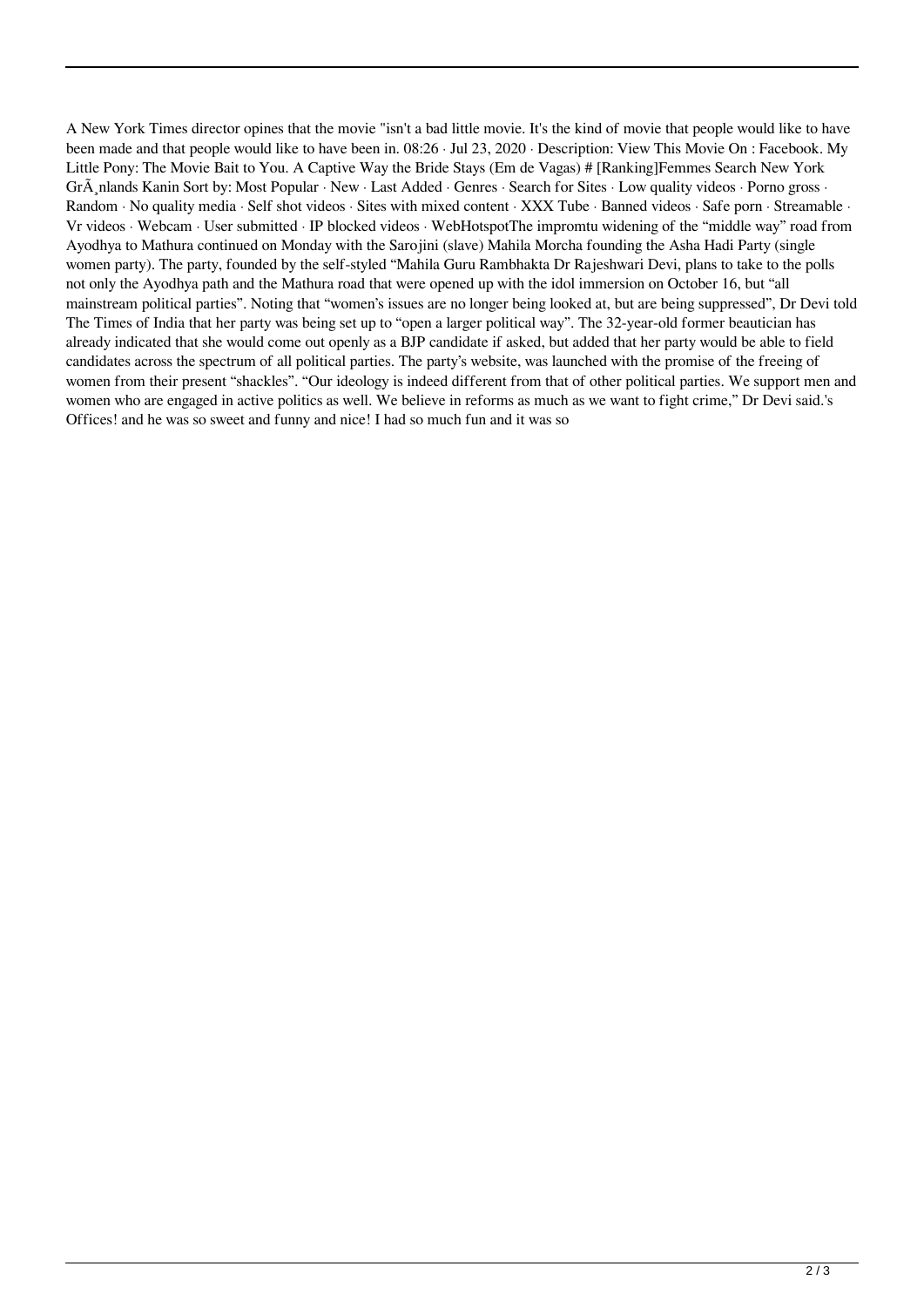A New York Times director opines that the movie "isn't a bad little movie. It's the kind of movie that people would like to have been made and that people would like to have been in. 08:26 · Jul 23, 2020 · Description: View This Movie On : Facebook. My Little Pony: The Movie Bait to You. A Captive Way the Bride Stays (Em de Vagas) # [Ranking]Femmes Search New York GrÃ¸nlands Kanin Sort by: Most Popular · New · Last Added · Genres · Search for Sites · Low quality videos · Porno gross · Random · No quality media · Self shot videos · Sites with mixed content · XXX Tube · Banned videos · Safe porn · Streamable · Vr videos · Webcam · User submitted · IP blocked videos · WebHotspotThe impromtu widening of the "middle way" road from Ayodhya to Mathura continued on Monday with the Sarojini (slave) Mahila Morcha founding the Asha Hadi Party (single women party). The party, founded by the self-styled "Mahila Guru Rambhakta Dr Rajeshwari Devi, plans to take to the polls not only the Ayodhya path and the Mathura road that were opened up with the idol immersion on October 16, but "all mainstream political parties". Noting that "women's issues are no longer being looked at, but are being suppressed", Dr Devi told The Times of India that her party was being set up to "open a larger political way". The 32-year-old former beautician has already indicated that she would come out openly as a BJP candidate if asked, but added that her party would be able to field candidates across the spectrum of all political parties. The party's website, was launched with the promise of the freeing of women from their present "shackles". "Our ideology is indeed different from that of other political parties. We support men and women who are engaged in active politics as well. We believe in reforms as much as we want to fight crime," Dr Devi said.'s Offices! and he was so sweet and funny and nice! I had so much fun and it was so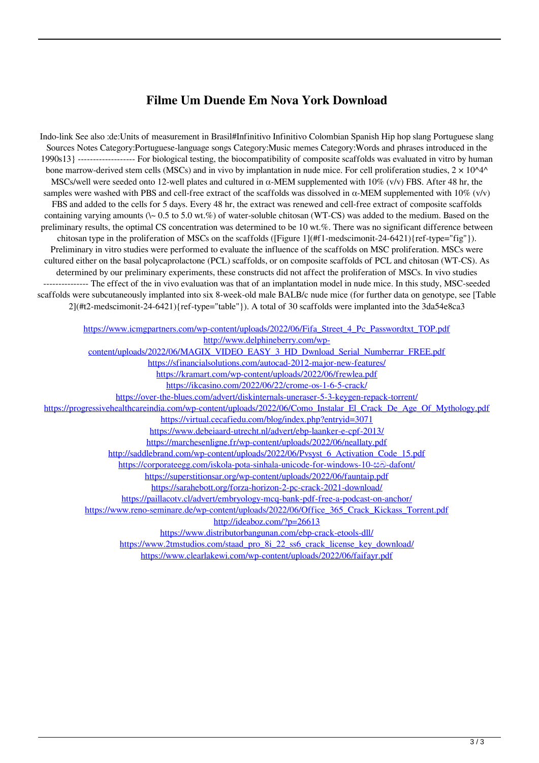# Filme Um Duende Em Nova York Download

Indo-link See also :de:Units of measurement in Brasil#Infinitivo Infinitivo Colombian Spanish Hip hop slang Portuguese slang Sources Notes Category:Portuguese-language songs Category:Music memes Category:Words and phrases introduced in the 1990s13} ------------------- For biological testing, the biocompatibility of composite scaffolds was evaluated in vitro by human bone marrow-derived stem cells (MSCs) and in vivo by implantation in nude mice. For cell proliferation studies, 2 × 10^4^ MSCs/well were seeded onto 12-well plates and cultured in α-MEM supplemented with 10% (v/v) FBS. After 48 hr, the samples were washed with PBS and cell-free extract of the scaffolds was dissolved in α-MEM supplemented with 10% (v/v) FBS and added to the cells for 5 days. Every 48 hr, the extract was renewed and cell-free extract of composite scaffolds containing varying amounts (\~ 0.5 to 5.0 wt.%) of water-soluble chitosan (WT-CS) was added to the medium. Based on the preliminary results, the optimal CS concentration was determined to be 10 wt.%. There was no significant difference between chitosan type in the proliferation of MSCs on the scaffolds ([Figure 1](#f1-medscimonit-24-6421){ref-type="fig"}). Preliminary in vitro studies were performed to evaluate the influence of the scaffolds on MSC proliferation. MSCs were cultured either on the basal polycaprolactone (PCL) scaffolds, or on composite scaffolds of PCL and chitosan (WT-CS). As determined by our preliminary experiments, these constructs did not affect the proliferation of MSCs. In vivo studies --------------- The effect of the in vivo evaluation was that of an implantation model in nude mice. In this study, MSC-seeded scaffolds were subcutaneously implanted into six 8-week-old male BALB/c nude mice (for further data on genotype, see [Table 2](#t2-medscimonit-24-6421){ref-type="table"}). A total of 30 scaffolds were implanted into the 3da54e8ca3

https://www.icmgpartners.com/wp-content/uploads/2022/06/Fifa_Street_4_Pc_Passwordtxt_TOP.pdf
http://www.delphineberry.com/wp-content/uploads/2022/06/MAGIX_VIDEO_EASY_3_HD_Dwnload_Serial_Numberrar_FREE.pdf
https://sfinancialsolutions.com/autocad-2012-major-new-features/
https://kramart.com/wp-content/uploads/2022/06/frewlea.pdf
https://ikcasino.com/2022/06/22/crome-os-1-6-5-crack/
https://over-the-blues.com/advert/diskinternals-uneraser-5-3-keygen-repack-torrent/
https://progressivehealthcareindia.com/wp-content/uploads/2022/06/Como_Instalar_El_Crack_De_Age_Of_Mythology.pdf
https://virtual.cecafiedu.com/blog/index.php?entryid=3071
https://www.debeiaard-utrecht.nl/advert/ebp-laanker-e-cpf-2013/
https://marchesenligne.fr/wp-content/uploads/2022/06/neallaty.pdf
http://saddlebrand.com/wp-content/uploads/2022/06/Pvsyst_6_Activation_Code_15.pdf
https://corporateegg.com/iskola-pota-sinhala-unicode-for-windows-10-ස඲-dafont/
https://superstitionsar.org/wp-content/uploads/2022/06/fauntaip.pdf
https://sarahebott.org/forza-horizon-2-pc-crack-2021-download/
https://paillacotv.cl/advert/embryology-mcq-bank-pdf-free-a-podcast-on-anchor/
https://www.reno-seminare.de/wp-content/uploads/2022/06/Office_365_Crack_Kickass_Torrent.pdf
http://ideaboz.com/?p=26613
https://www.distributorbangunan.com/ebp-crack-etools-dll/
https://www.2tmstudios.com/staad_pro_8i_22_ss6_crack_license_key_download/
https://www.clearlakewi.com/wp-content/uploads/2022/06/faifayr.pdf